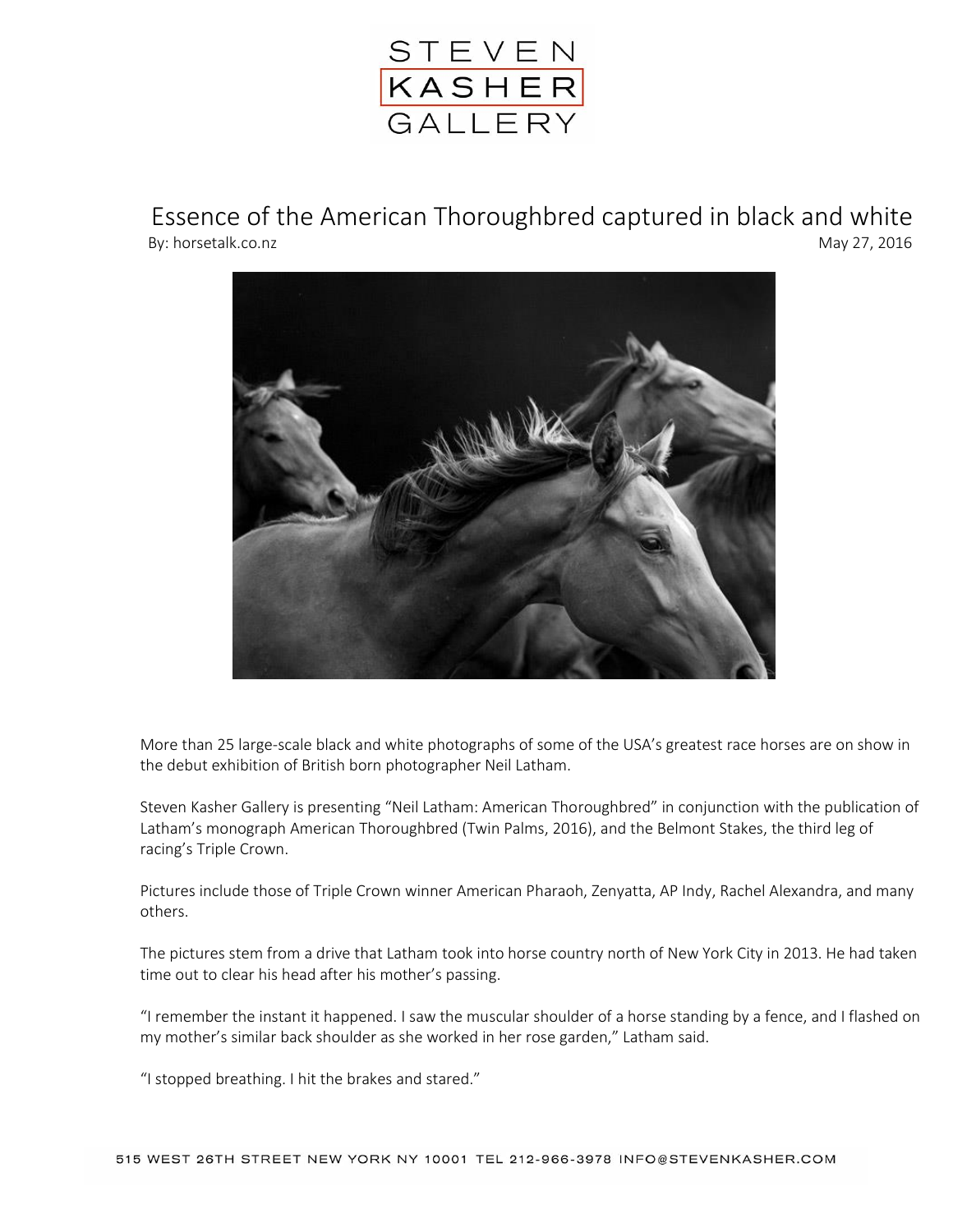# Essence of the American Thoroughbred captured in black and white

By: horsetalk.co.nz

May 27, 2016

More than 25 large-scale black and white photographs of some of the USA's greatest race horses are on show in the debut exhibition of British born photographer Neil Latham.

Steven Kasher Gallery is presenting "Neil Latham: American Thoroughbred" in conjunction with the publication of Latham's monograph American Thoroughbred (Twin Palms, 2016), and the Belmont Stakes, the third leg of racing's Triple Crown.

Pictures include those of Triple Crown winner American Pharaoh, Zenyatta, AP Indy, Rachel Alexandra, and many others.

The pictures stem from a drive that Latham took into horse country north of New York City in 2013. He had taken time out to clear his head after his mother's passing.

"I remember the instant it happened. I saw the muscular shoulder of a horse standing by a fence, and I flashed on my mother's similar back shoulder as she worked in her rose garden," Latham said.

"I stopped breathing. I hit the brakes and stared."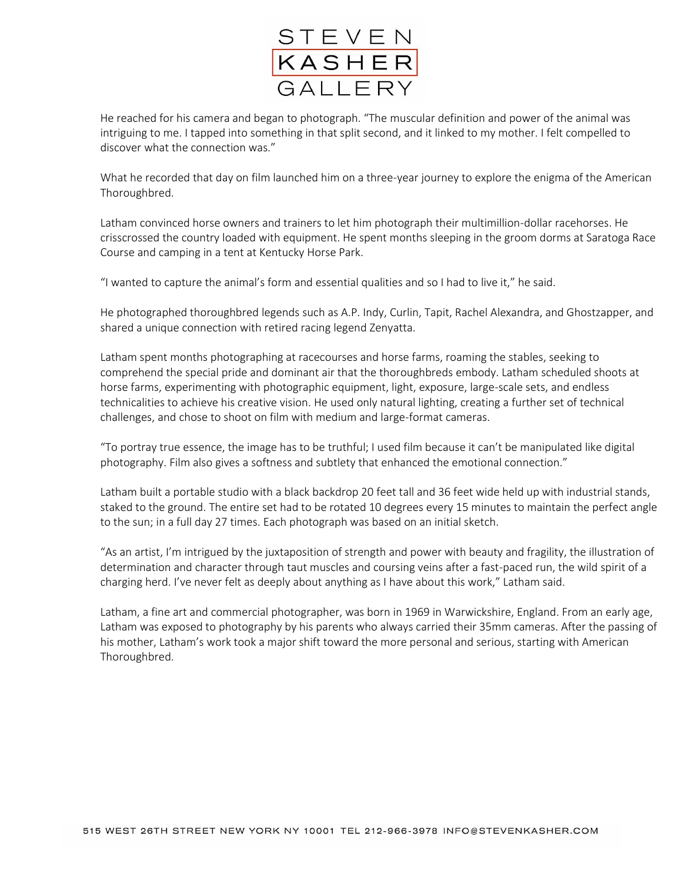He reached for his camera and began to photograph. "The muscular definition and power of the animal was intriguing to me. I tapped into something in that split second, and it linked to my mother. I felt compelled to discover what the connection was."

What he recorded that day on film launched him on a three-year journey to explore the enigma of the American Thoroughbred.

Latham convinced horse owners and trainers to let him photograph their multimillion-dollar racehorses. He crisscrossed the country loaded with equipment. He spent months sleeping in the groom dorms at Saratoga Race Course and camping in a tent at Kentucky Horse Park.

"I wanted to capture the animal's form and essential qualities and so I had to live it," he said.

He photographed thoroughbred legends such as A.P. Indy, Curlin, Tapit, Rachel Alexandra, and Ghostzapper, and shared a unique connection with retired racing legend Zenyatta.

Latham spent months photographing at racecourses and horse farms, roaming the stables, seeking to comprehend the special pride and dominant air that the thoroughbreds embody. Latham scheduled shoots at horse farms, experimenting with photographic equipment, light, exposure, large-scale sets, and endless technicalities to achieve his creative vision. He used only natural lighting, creating a further set of technical challenges, and chose to shoot on film with medium and large-format cameras.

"To portray true essence, the image has to be truthful; I used film because it can't be manipulated like digital photography. Film also gives a softness and subtlety that enhanced the emotional connection."

Latham built a portable studio with a black backdrop 20 feet tall and 36 feet wide held up with industrial stands, staked to the ground. The entire set had to be rotated 10 degrees every 15 minutes to maintain the perfect angle to the sun; in a full day 27 times. Each photograph was based on an initial sketch.

"As an artist, I'm intrigued by the juxtaposition of strength and power with beauty and fragility, the illustration of determination and character through taut muscles and coursing veins after a fast-paced run, the wild spirit of a charging herd. I've never felt as deeply about anything as I have about this work," Latham said.

Latham, a fine art and commercial photographer, was born in 1969 in Warwickshire, England. From an early age, Latham was exposed to photography by his parents who always carried their 35mm cameras. After the passing of his mother, Latham's work took a major shift toward the more personal and serious, starting with American Thoroughbred.